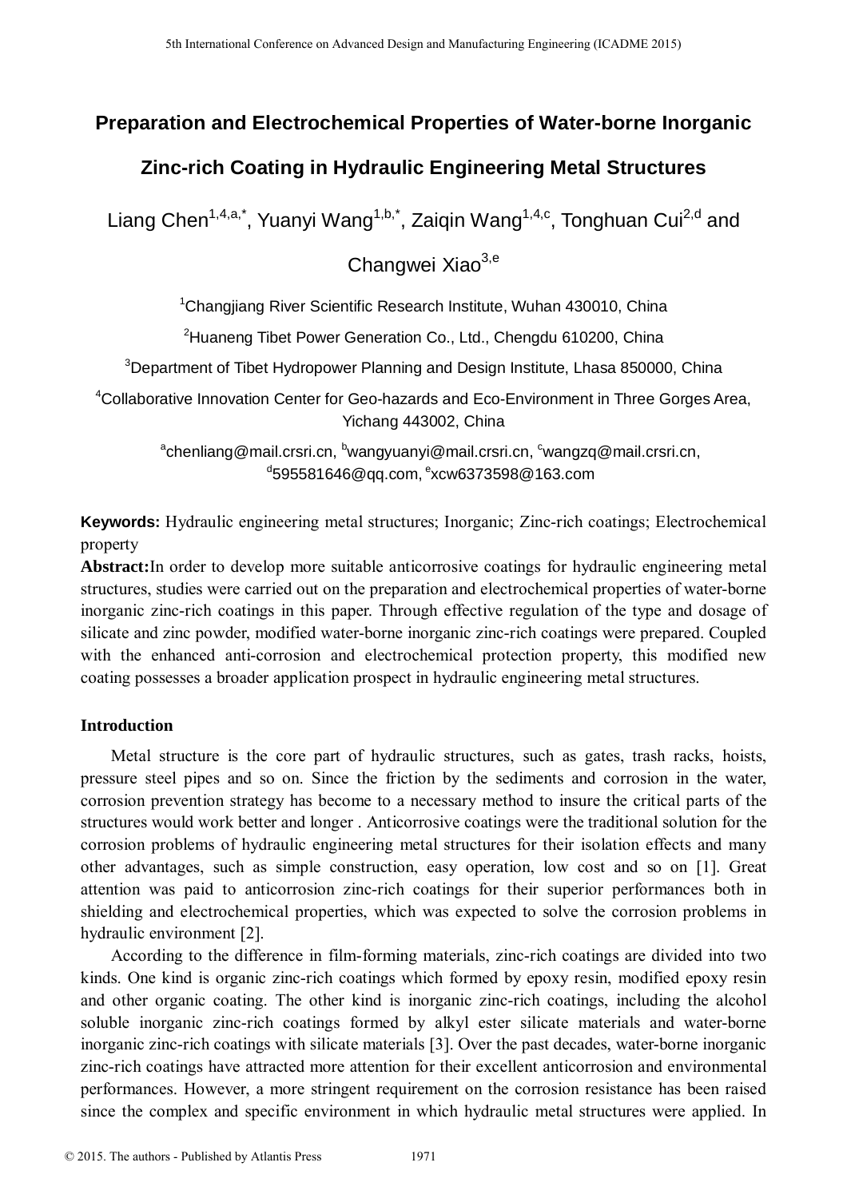# Preparation and Electrochemical Properties of Water-borne Inorganic Zinc-rich Coating in Hydraulic Engineering Metal Structures

Liang Chen[1,4,a,*], Yuanyi Wang[1,b,*], Zaiqin Wang[1,4,c], Tonghuan Cui[2,d] and Changwei Xiao[3,e]

[1]Changjiang River Scientific Research Institute, Wuhan 430010, China

[2]Huaneng Tibet Power Generation Co., Ltd., Chengdu 610200, China

[3]Department of Tibet Hydropower Planning and Design Institute, Lhasa 850000, China

[4]Collaborative Innovation Center for Geo-hazards and Eco-Environment in Three Gorges Area, Yichang 443002, China

[a]chenliang@mail.crsri.cn, [b]wangyuanyi@mail.crsri.cn, [c]wangzq@mail.crsri.cn, [d]595581646@qq.com, [e]xcw6373598@163.com

**Keywords:** Hydraulic engineering metal structures; Inorganic; Zinc-rich coatings; Electrochemical property

**Abstract:**In order to develop more suitable anticorrosive coatings for hydraulic engineering metal structures, studies were carried out on the preparation and electrochemical properties of water-borne inorganic zinc-rich coatings in this paper. Through effective regulation of the type and dosage of silicate and zinc powder, modified water-borne inorganic zinc-rich coatings were prepared. Coupled with the enhanced anti-corrosion and electrochemical protection property, this modified new coating possesses a broader application prospect in hydraulic engineering metal structures.

## Introduction

Metal structure is the core part of hydraulic structures, such as gates, trash racks, hoists, pressure steel pipes and so on. Since the friction by the sediments and corrosion in the water, corrosion prevention strategy has become to a necessary method to insure the critical parts of the structures would work better and longer . Anticorrosive coatings were the traditional solution for the corrosion problems of hydraulic engineering metal structures for their isolation effects and many other advantages, such as simple construction, easy operation, low cost and so on [1]. Great attention was paid to anticorrosion zinc-rich coatings for their superior performances both in shielding and electrochemical properties, which was expected to solve the corrosion problems in hydraulic environment [2].

According to the difference in film-forming materials, zinc-rich coatings are divided into two kinds. One kind is organic zinc-rich coatings which formed by epoxy resin, modified epoxy resin and other organic coating. The other kind is inorganic zinc-rich coatings, including the alcohol soluble inorganic zinc-rich coatings formed by alkyl ester silicate materials and water-borne inorganic zinc-rich coatings with silicate materials [3]. Over the past decades, water-borne inorganic zinc-rich coatings have attracted more attention for their excellent anticorrosion and environmental performances. However, a more stringent requirement on the corrosion resistance has been raised since the complex and specific environment in which hydraulic metal structures were applied. In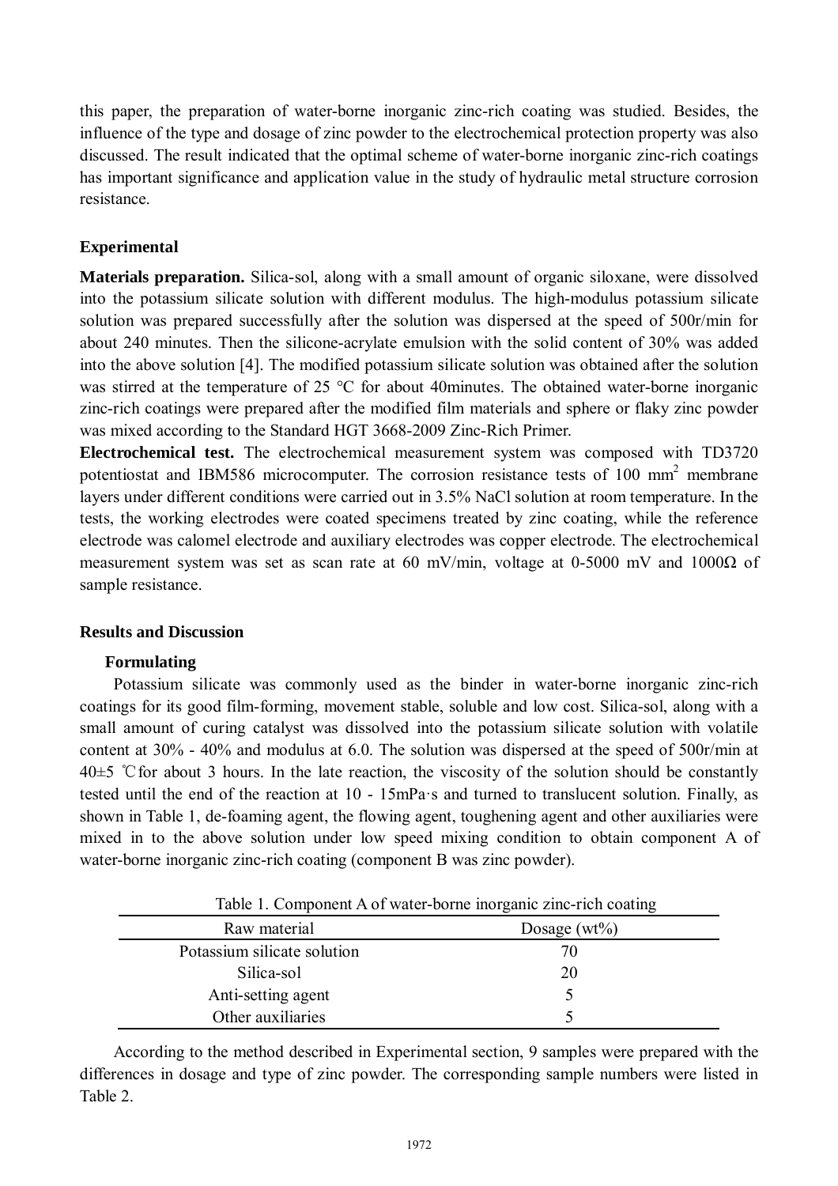this paper, the preparation of water-borne inorganic zinc-rich coating was studied. Besides, the influence of the type and dosage of zinc powder to the electrochemical protection property was also discussed. The result indicated that the optimal scheme of water-borne inorganic zinc-rich coatings has important significance and application value in the study of hydraulic metal structure corrosion resistance.

## Experimental

**Materials preparation.** Silica-sol, along with a small amount of organic siloxane, were dissolved into the potassium silicate solution with different modulus. The high-modulus potassium silicate solution was prepared successfully after the solution was dispersed at the speed of 500r/min for about 240 minutes. Then the silicone-acrylate emulsion with the solid content of 30% was added into the above solution [4]. The modified potassium silicate solution was obtained after the solution was stirred at the temperature of 25 °C for about 40minutes. The obtained water-borne inorganic zinc-rich coatings were prepared after the modified film materials and sphere or flaky zinc powder was mixed according to the Standard HGT 3668-2009 Zinc-Rich Primer.

**Electrochemical test.** The electrochemical measurement system was composed with TD3720 potentiostat and IBM586 microcomputer. The corrosion resistance tests of 100 $mm^2$ membrane layers under different conditions were carried out in 3.5% NaCl solution at room temperature. In the tests, the working electrodes were coated specimens treated by zinc coating, while the reference electrode was calomel electrode and auxiliary electrodes was copper electrode. The electrochemical measurement system was set as scan rate at 60 mV/min, voltage at 0-5000 mV and 1000Ω of sample resistance.

## Results and Discussion

### Formulating

Potassium silicate was commonly used as the binder in water-borne inorganic zinc-rich coatings for its good film-forming, movement stable, soluble and low cost. Silica-sol, along with a small amount of curing catalyst was dissolved into the potassium silicate solution with volatile content at 30% - 40% and modulus at 6.0. The solution was dispersed at the speed of 500r/min at 40±5 ℃ for about 3 hours. In the late reaction, the viscosity of the solution should be constantly tested until the end of the reaction at 10 - 15mPa·s and turned to translucent solution. Finally, as shown in Table 1, de-foaming agent, the flowing agent, toughening agent and other auxiliaries were mixed in to the above solution under low speed mixing condition to obtain component A of water-borne inorganic zinc-rich coating (component B was zinc powder).

Table 1. Component A of water-borne inorganic zinc-rich coating

| Raw material | Dosage (wt%) |
|---|---|
| Potassium silicate solution | 70 |
| Silica-sol | 20 |
| Anti-setting agent | 5 |
| Other auxiliaries | 5 |

According to the method described in Experimental section, 9 samples were prepared with the differences in dosage and type of zinc powder. The corresponding sample numbers were listed in Table 2.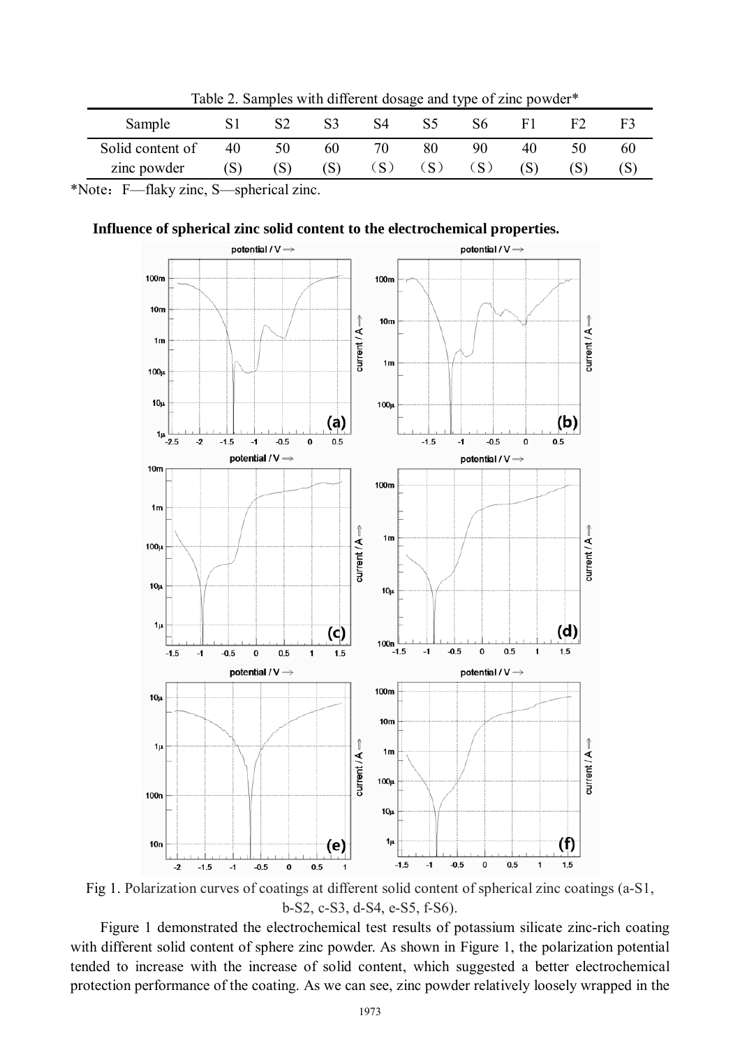Table 2. Samples with different dosage and type of zinc powder*

| Sample | S1 | S2 | S3 | S4 | S5 | S6 | F1 | F2 | F3 |
|---|---|---|---|---|---|---|---|---|---|
| Solid content of zinc powder | 40 (S) | 50 (S) | 60 (S) | 70 (S) | 80 (S) | 90 (S) | 40 (S) | 50 (S) | 60 (S) |

*Note：F—flaky zinc, S—spherical zinc.

**Influence of spherical zinc solid content to the electrochemical properties.**

Fig 1. Polarization curves of coatings at different solid content of spherical zinc coatings (a-S1, b-S2, c-S3, d-S4, e-S5, f-S6).

Figure 1 demonstrated the electrochemical test results of potassium silicate zinc-rich coating with different solid content of sphere zinc powder. As shown in Figure 1, the polarization potential tended to increase with the increase of solid content, which suggested a better electrochemical protection performance of the coating. As we can see, zinc powder relatively loosely wrapped in the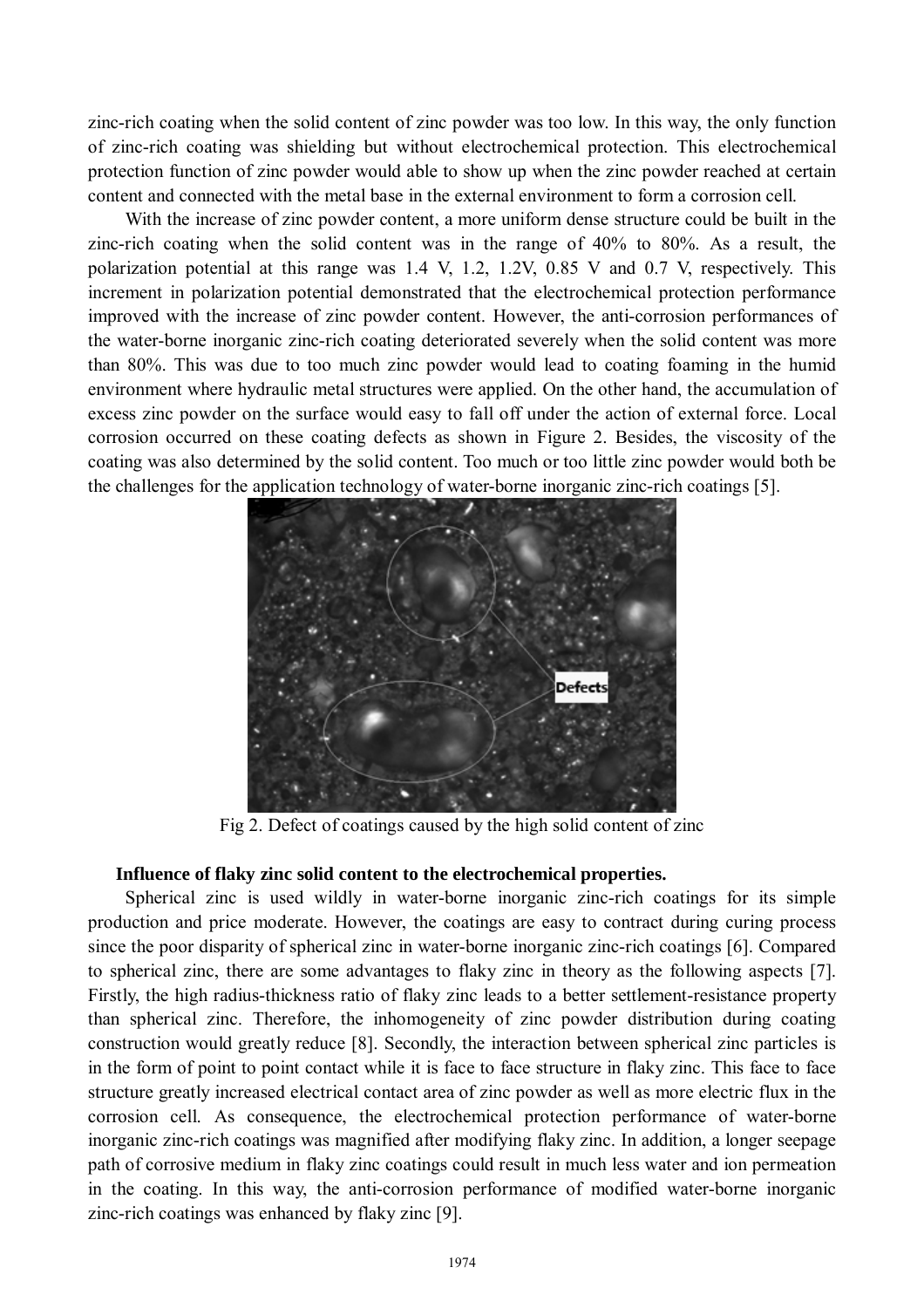zinc-rich coating when the solid content of zinc powder was too low. In this way, the only function of zinc-rich coating was shielding but without electrochemical protection. This electrochemical protection function of zinc powder would able to show up when the zinc powder reached at certain content and connected with the metal base in the external environment to form a corrosion cell.

With the increase of zinc powder content, a more uniform dense structure could be built in the zinc-rich coating when the solid content was in the range of 40% to 80%. As a result, the polarization potential at this range was 1.4 V, 1.2, 1.2V, 0.85 V and 0.7 V, respectively. This increment in polarization potential demonstrated that the electrochemical protection performance improved with the increase of zinc powder content. However, the anti-corrosion performances of the water-borne inorganic zinc-rich coating deteriorated severely when the solid content was more than 80%. This was due to too much zinc powder would lead to coating foaming in the humid environment where hydraulic metal structures were applied. On the other hand, the accumulation of excess zinc powder on the surface would easy to fall off under the action of external force. Local corrosion occurred on these coating defects as shown in Figure 2. Besides, the viscosity of the coating was also determined by the solid content. Too much or too little zinc powder would both be the challenges for the application technology of water-borne inorganic zinc-rich coatings [5].

Fig 2. Defect of coatings caused by the high solid content of zinc

**Influence of flaky zinc solid content to the electrochemical properties.**

Spherical zinc is used wildly in water-borne inorganic zinc-rich coatings for its simple production and price moderate. However, the coatings are easy to contract during curing process since the poor disparity of spherical zinc in water-borne inorganic zinc-rich coatings [6]. Compared to spherical zinc, there are some advantages to flaky zinc in theory as the following aspects [7]. Firstly, the high radius-thickness ratio of flaky zinc leads to a better settlement-resistance property than spherical zinc. Therefore, the inhomogeneity of zinc powder distribution during coating construction would greatly reduce [8]. Secondly, the interaction between spherical zinc particles is in the form of point to point contact while it is face to face structure in flaky zinc. This face to face structure greatly increased electrical contact area of zinc powder as well as more electric flux in the corrosion cell. As consequence, the electrochemical protection performance of water-borne inorganic zinc-rich coatings was magnified after modifying flaky zinc. In addition, a longer seepage path of corrosive medium in flaky zinc coatings could result in much less water and ion permeation in the coating. In this way, the anti-corrosion performance of modified water-borne inorganic zinc-rich coatings was enhanced by flaky zinc [9].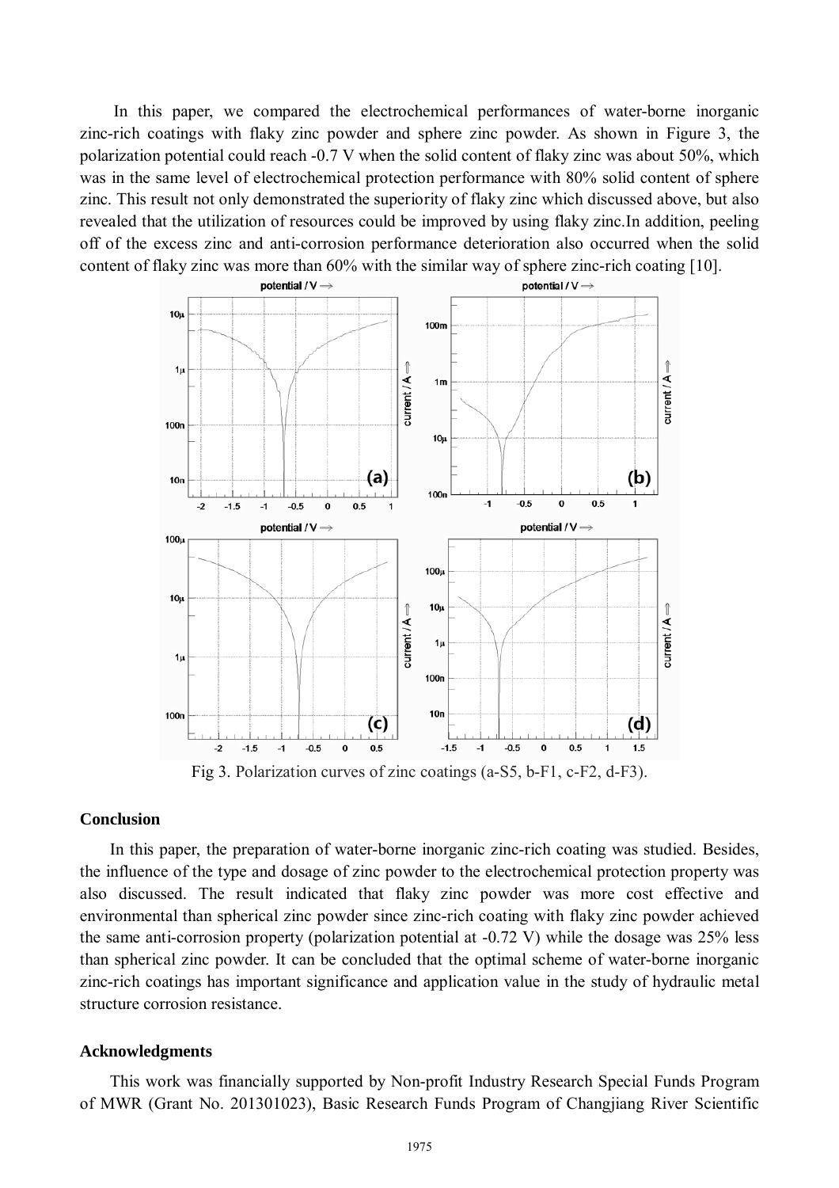In this paper, we compared the electrochemical performances of water-borne inorganic zinc-rich coatings with flaky zinc powder and sphere zinc powder. As shown in Figure 3, the polarization potential could reach -0.7 V when the solid content of flaky zinc was about 50%, which was in the same level of electrochemical protection performance with 80% solid content of sphere zinc. This result not only demonstrated the superiority of flaky zinc which discussed above, but also revealed that the utilization of resources could be improved by using flaky zinc.In addition, peeling off of the excess zinc and anti-corrosion performance deterioration also occurred when the solid content of flaky zinc was more than 60% with the similar way of sphere zinc-rich coating [10].

Fig 3. Polarization curves of zinc coatings (a-S5, b-F1, c-F2, d-F3).

## Conclusion

In this paper, the preparation of water-borne inorganic zinc-rich coating was studied. Besides, the influence of the type and dosage of zinc powder to the electrochemical protection property was also discussed. The result indicated that flaky zinc powder was more cost effective and environmental than spherical zinc powder since zinc-rich coating with flaky zinc powder achieved the same anti-corrosion property (polarization potential at -0.72 V) while the dosage was 25% less than spherical zinc powder. It can be concluded that the optimal scheme of water-borne inorganic zinc-rich coatings has important significance and application value in the study of hydraulic metal structure corrosion resistance.

## Acknowledgments

This work was financially supported by Non-profit Industry Research Special Funds Program of MWR (Grant No. 201301023), Basic Research Funds Program of Changjiang River Scientific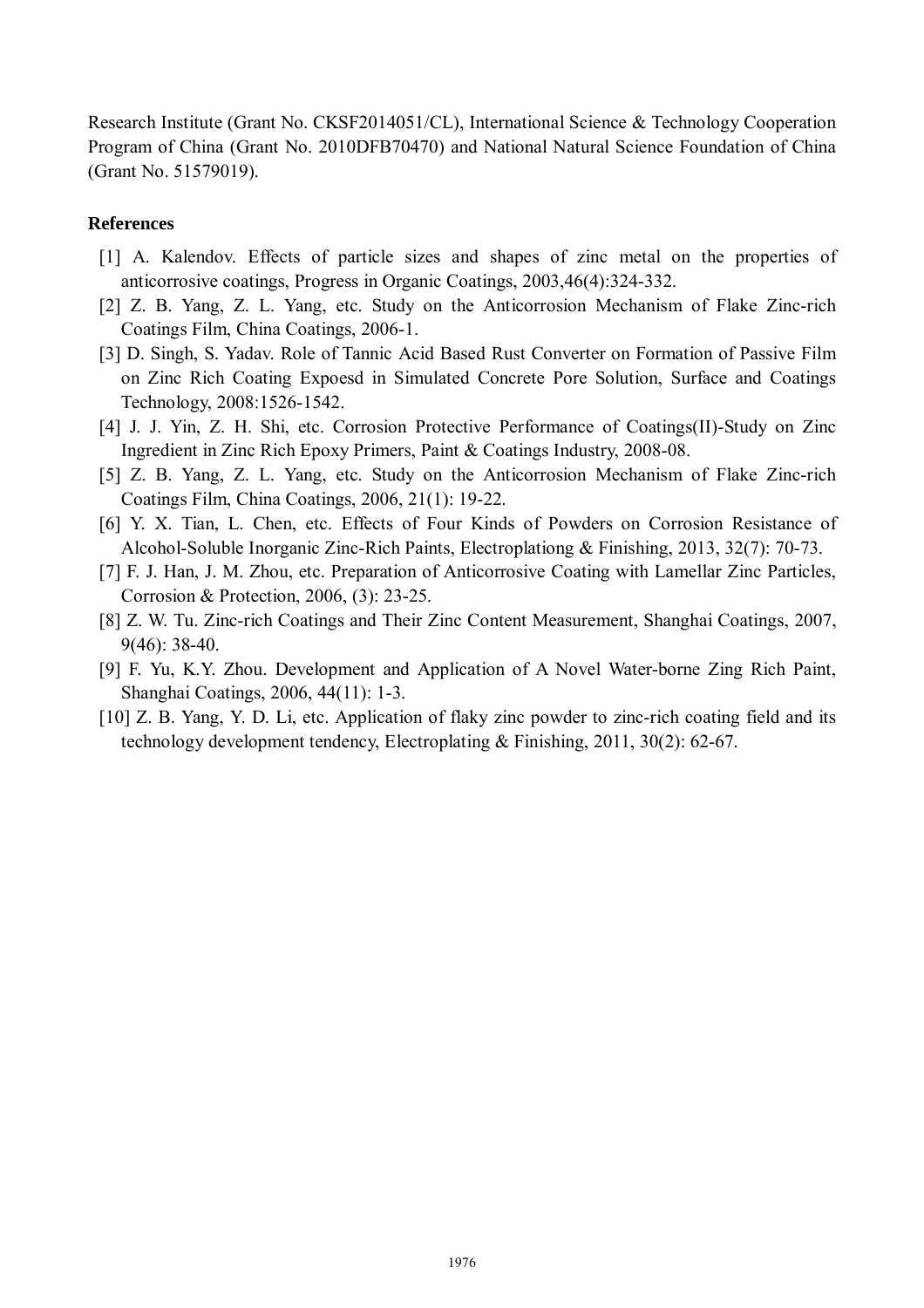Research Institute (Grant No. CKSF2014051/CL), International Science & Technology Cooperation Program of China (Grant No. 2010DFB70470) and National Natural Science Foundation of China (Grant No. 51579019).

## References

[1] A. Kalendov. Effects of particle sizes and shapes of zinc metal on the properties of anticorrosive coatings, Progress in Organic Coatings, 2003,46(4):324-332.

[2] Z. B. Yang, Z. L. Yang, etc. Study on the Anticorrosion Mechanism of Flake Zinc-rich Coatings Film, China Coatings, 2006-1.

[3] D. Singh, S. Yadav. Role of Tannic Acid Based Rust Converter on Formation of Passive Film on Zinc Rich Coating Expoesd in Simulated Concrete Pore Solution, Surface and Coatings Technology, 2008:1526-1542.

[4] J. J. Yin, Z. H. Shi, etc. Corrosion Protective Performance of Coatings(II)-Study on Zinc Ingredient in Zinc Rich Epoxy Primers, Paint & Coatings Industry, 2008-08.

[5] Z. B. Yang, Z. L. Yang, etc. Study on the Anticorrosion Mechanism of Flake Zinc-rich Coatings Film, China Coatings, 2006, 21(1): 19-22.

[6] Y. X. Tian, L. Chen, etc. Effects of Four Kinds of Powders on Corrosion Resistance of Alcohol-Soluble Inorganic Zinc-Rich Paints, Electroplationg & Finishing, 2013, 32(7): 70-73.

[7] F. J. Han, J. M. Zhou, etc. Preparation of Anticorrosive Coating with Lamellar Zinc Particles, Corrosion & Protection, 2006, (3): 23-25.

[8] Z. W. Tu. Zinc-rich Coatings and Their Zinc Content Measurement, Shanghai Coatings, 2007, 9(46): 38-40.

[9] F. Yu, K.Y. Zhou. Development and Application of A Novel Water-borne Zing Rich Paint, Shanghai Coatings, 2006, 44(11): 1-3.

[10] Z. B. Yang, Y. D. Li, etc. Application of flaky zinc powder to zinc-rich coating field and its technology development tendency, Electroplating & Finishing, 2011, 30(2): 62-67.